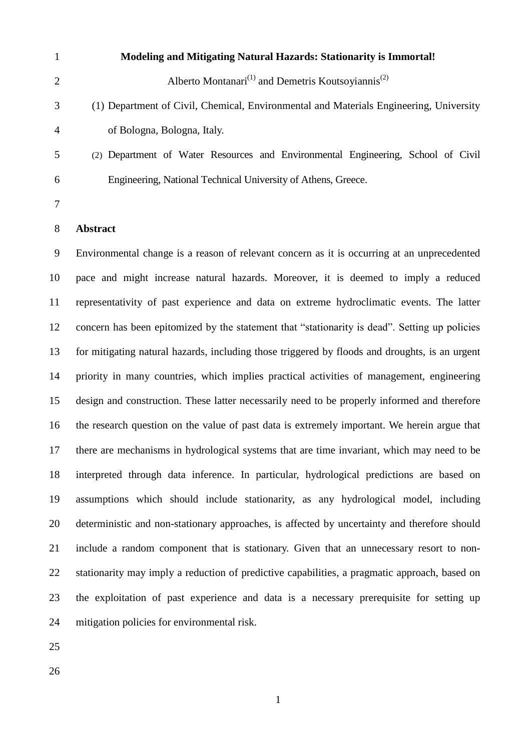# Modeling and Mitigating Natural Hazards: Stationarity is Immortal!

Alberto Montanari[(1)] and Demetris Koutsoyiannis[(2)]

(1) Department of Civil, Chemical, Environmental and Materials Engineering, University of Bologna, Bologna, Italy.

(2) Department of Water Resources and Environmental Engineering, School of Civil Engineering, National Technical University of Athens, Greece.

## Abstract

Environmental change is a reason of relevant concern as it is occurring at an unprecedented pace and might increase natural hazards. Moreover, it is deemed to imply a reduced representativity of past experience and data on extreme hydroclimatic events. The latter concern has been epitomized by the statement that "stationarity is dead". Setting up policies for mitigating natural hazards, including those triggered by floods and droughts, is an urgent priority in many countries, which implies practical activities of management, engineering design and construction. These latter necessarily need to be properly informed and therefore the research question on the value of past data is extremely important. We herein argue that there are mechanisms in hydrological systems that are time invariant, which may need to be interpreted through data inference. In particular, hydrological predictions are based on assumptions which should include stationarity, as any hydrological model, including deterministic and non-stationary approaches, is affected by uncertainty and therefore should include a random component that is stationary. Given that an unnecessary resort to non-stationarity may imply a reduction of predictive capabilities, a pragmatic approach, based on the exploitation of past experience and data is a necessary prerequisite for setting up mitigation policies for environmental risk.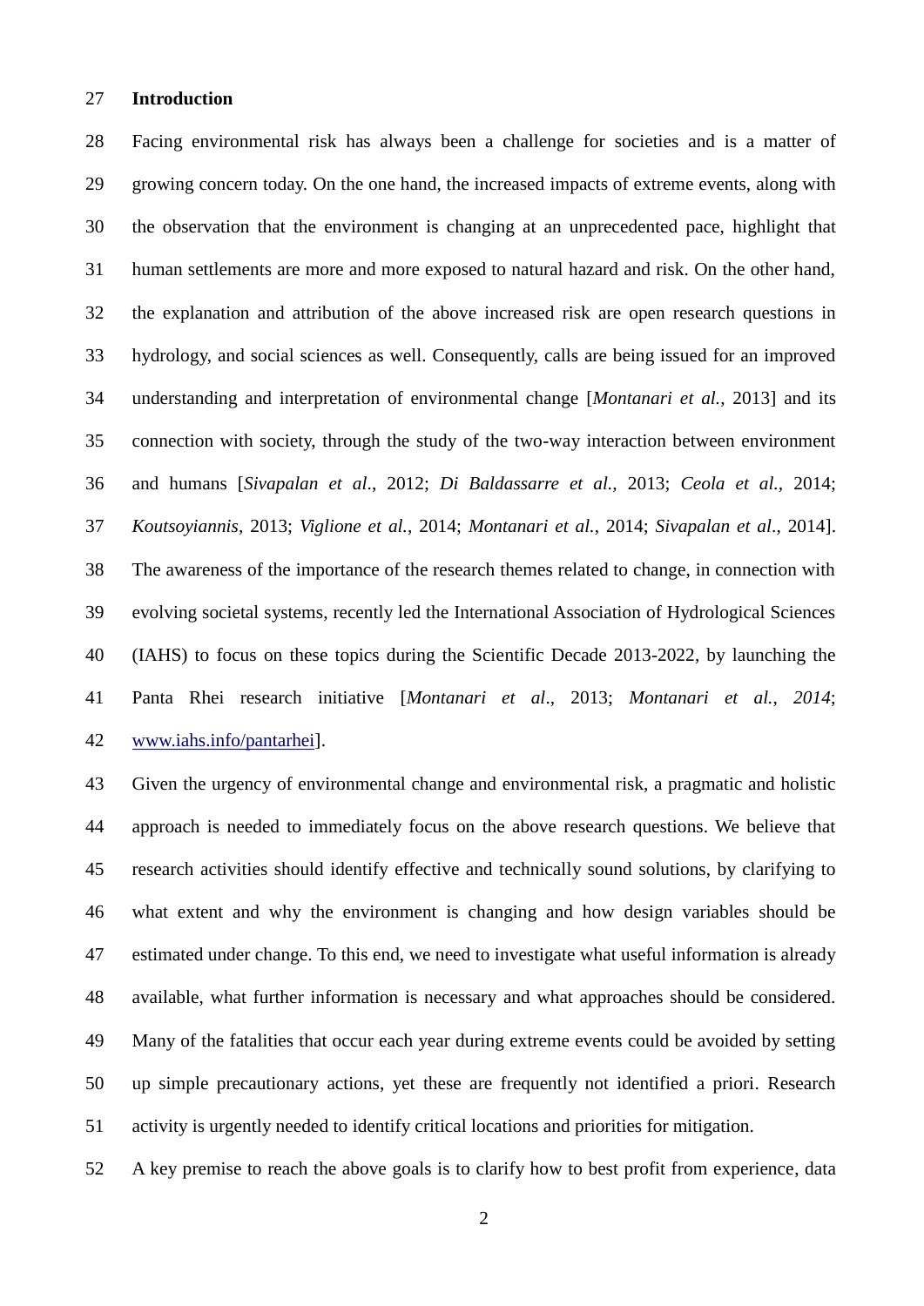## Introduction

Facing environmental risk has always been a challenge for societies and is a matter of growing concern today. On the one hand, the increased impacts of extreme events, along with the observation that the environment is changing at an unprecedented pace, highlight that human settlements are more and more exposed to natural hazard and risk. On the other hand, the explanation and attribution of the above increased risk are open research questions in hydrology, and social sciences as well. Consequently, calls are being issued for an improved understanding and interpretation of environmental change [*Montanari et al.*, 2013] and its connection with society, through the study of the two-way interaction between environment and humans [*Sivapalan et al*., 2012; *Di Baldassarre et al.*, 2013; *Ceola et al.*, 2014; *Koutsoyiannis*, 2013; *Viglione et al.*, 2014; *Montanari et al.*, 2014; *Sivapalan et al*., 2014]. The awareness of the importance of the research themes related to change, in connection with evolving societal systems, recently led the International Association of Hydrological Sciences (IAHS) to focus on these topics during the Scientific Decade 2013-2022, by launching the Panta Rhei research initiative [*Montanari et al*., 2013; *Montanari et al., 2014*; www.iahs.info/pantarhei].

Given the urgency of environmental change and environmental risk, a pragmatic and holistic approach is needed to immediately focus on the above research questions. We believe that research activities should identify effective and technically sound solutions, by clarifying to what extent and why the environment is changing and how design variables should be estimated under change. To this end, we need to investigate what useful information is already available, what further information is necessary and what approaches should be considered. Many of the fatalities that occur each year during extreme events could be avoided by setting up simple precautionary actions, yet these are frequently not identified a priori. Research activity is urgently needed to identify critical locations and priorities for mitigation.

A key premise to reach the above goals is to clarify how to best profit from experience, data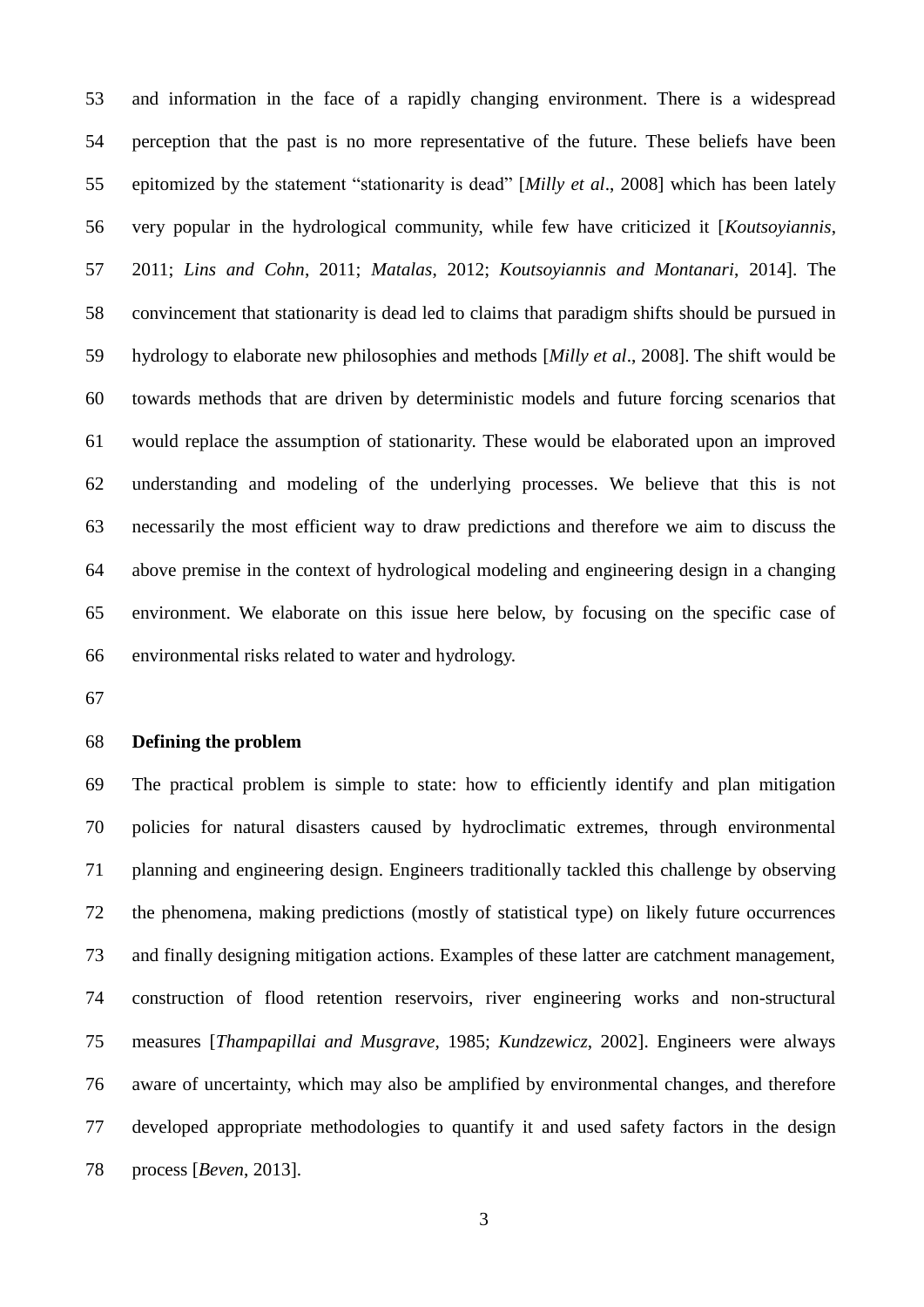and information in the face of a rapidly changing environment. There is a widespread perception that the past is no more representative of the future. These beliefs have been epitomized by the statement "stationarity is dead" [*Milly et al*., 2008] which has been lately very popular in the hydrological community, while few have criticized it [*Koutsoyiannis*, 2011; *Lins and Cohn*, 2011; *Matalas*, 2012; *Koutsoyiannis and Montanari*, 2014]. The convincement that stationarity is dead led to claims that paradigm shifts should be pursued in hydrology to elaborate new philosophies and methods [*Milly et al*., 2008]. The shift would be towards methods that are driven by deterministic models and future forcing scenarios that would replace the assumption of stationarity. These would be elaborated upon an improved understanding and modeling of the underlying processes. We believe that this is not necessarily the most efficient way to draw predictions and therefore we aim to discuss the above premise in the context of hydrological modeling and engineering design in a changing environment. We elaborate on this issue here below, by focusing on the specific case of environmental risks related to water and hydrology.

## Defining the problem

The practical problem is simple to state: how to efficiently identify and plan mitigation policies for natural disasters caused by hydroclimatic extremes, through environmental planning and engineering design. Engineers traditionally tackled this challenge by observing the phenomena, making predictions (mostly of statistical type) on likely future occurrences and finally designing mitigation actions. Examples of these latter are catchment management, construction of flood retention reservoirs, river engineering works and non-structural measures [*Thampapillai and Musgrave*, 1985; *Kundzewicz*, 2002]. Engineers were always aware of uncertainty, which may also be amplified by environmental changes, and therefore developed appropriate methodologies to quantify it and used safety factors in the design process [*Beven*, 2013].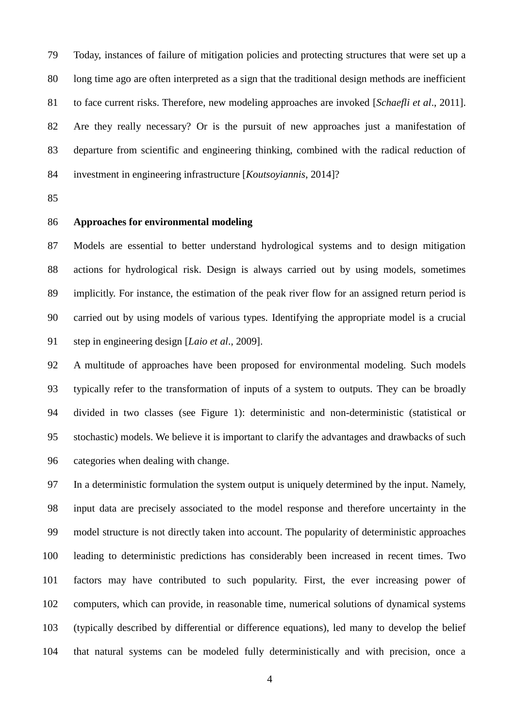Today, instances of failure of mitigation policies and protecting structures that were set up a long time ago are often interpreted as a sign that the traditional design methods are inefficient to face current risks. Therefore, new modeling approaches are invoked [*Schaefli et al*., 2011]. Are they really necessary? Or is the pursuit of new approaches just a manifestation of departure from scientific and engineering thinking, combined with the radical reduction of investment in engineering infrastructure [*Koutsoyiannis*, 2014]?

## Approaches for environmental modeling

Models are essential to better understand hydrological systems and to design mitigation actions for hydrological risk. Design is always carried out by using models, sometimes implicitly. For instance, the estimation of the peak river flow for an assigned return period is carried out by using models of various types. Identifying the appropriate model is a crucial step in engineering design [*Laio et al*., 2009].

A multitude of approaches have been proposed for environmental modeling. Such models typically refer to the transformation of inputs of a system to outputs. They can be broadly divided in two classes (see Figure 1): deterministic and non-deterministic (statistical or stochastic) models. We believe it is important to clarify the advantages and drawbacks of such categories when dealing with change.

In a deterministic formulation the system output is uniquely determined by the input. Namely, input data are precisely associated to the model response and therefore uncertainty in the model structure is not directly taken into account. The popularity of deterministic approaches leading to deterministic predictions has considerably been increased in recent times. Two factors may have contributed to such popularity. First, the ever increasing power of computers, which can provide, in reasonable time, numerical solutions of dynamical systems (typically described by differential or difference equations), led many to develop the belief that natural systems can be modeled fully deterministically and with precision, once a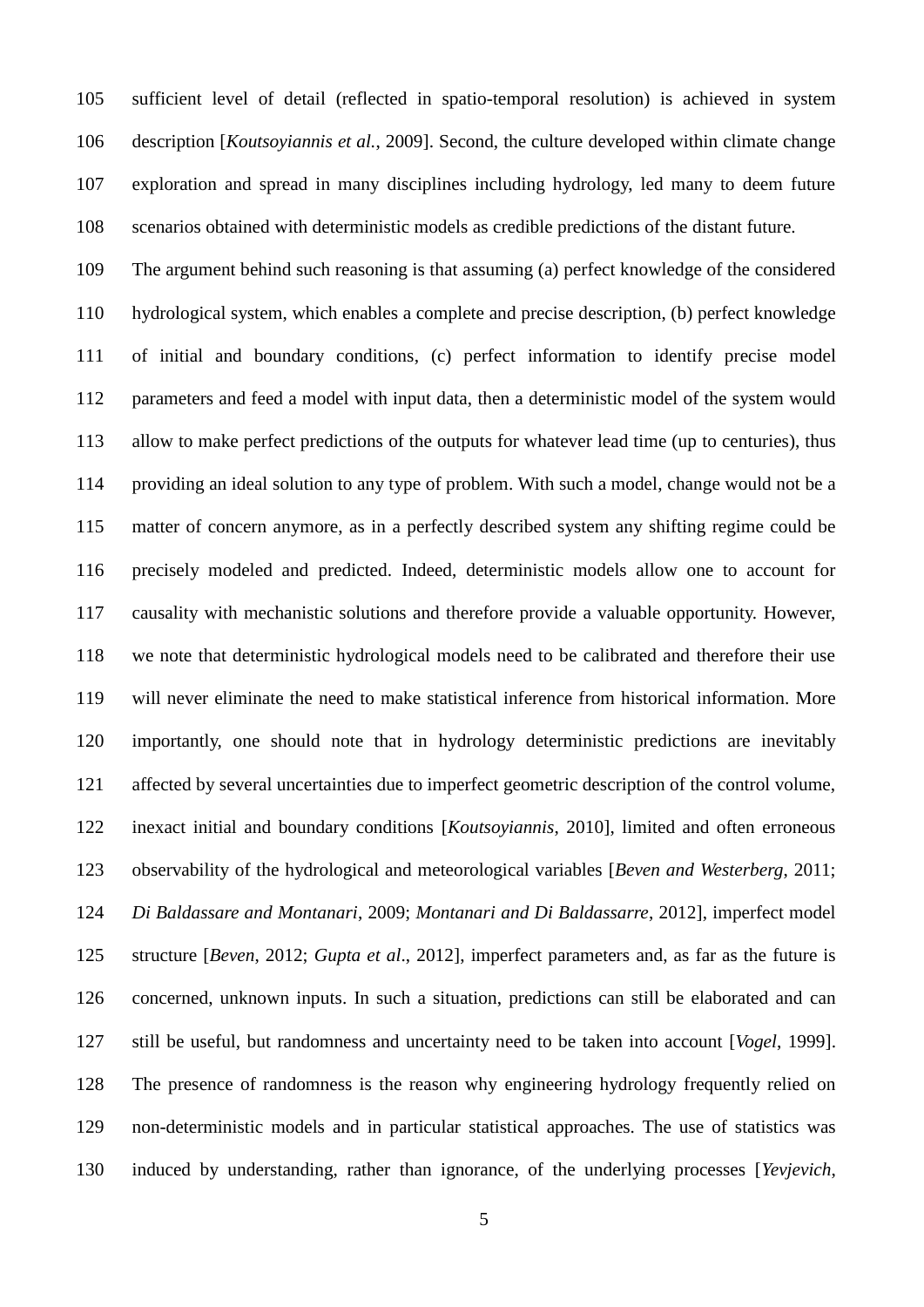sufficient level of detail (reflected in spatio-temporal resolution) is achieved in system description [*Koutsoyiannis et al.*, 2009]. Second, the culture developed within climate change exploration and spread in many disciplines including hydrology, led many to deem future scenarios obtained with deterministic models as credible predictions of the distant future.

The argument behind such reasoning is that assuming (a) perfect knowledge of the considered hydrological system, which enables a complete and precise description, (b) perfect knowledge of initial and boundary conditions, (c) perfect information to identify precise model parameters and feed a model with input data, then a deterministic model of the system would allow to make perfect predictions of the outputs for whatever lead time (up to centuries), thus providing an ideal solution to any type of problem. With such a model, change would not be a matter of concern anymore, as in a perfectly described system any shifting regime could be precisely modeled and predicted. Indeed, deterministic models allow one to account for causality with mechanistic solutions and therefore provide a valuable opportunity. However, we note that deterministic hydrological models need to be calibrated and therefore their use will never eliminate the need to make statistical inference from historical information. More importantly, one should note that in hydrology deterministic predictions are inevitably affected by several uncertainties due to imperfect geometric description of the control volume, inexact initial and boundary conditions [*Koutsoyiannis*, 2010], limited and often erroneous observability of the hydrological and meteorological variables [*Beven and Westerberg*, 2011; *Di Baldassare and Montanari*, 2009; *Montanari and Di Baldassarre*, 2012], imperfect model structure [*Beven*, 2012; *Gupta et al*., 2012], imperfect parameters and, as far as the future is concerned, unknown inputs. In such a situation, predictions can still be elaborated and can still be useful, but randomness and uncertainty need to be taken into account [*Vogel*, 1999]. The presence of randomness is the reason why engineering hydrology frequently relied on non-deterministic models and in particular statistical approaches. The use of statistics was induced by understanding, rather than ignorance, of the underlying processes [*Yevjevich*,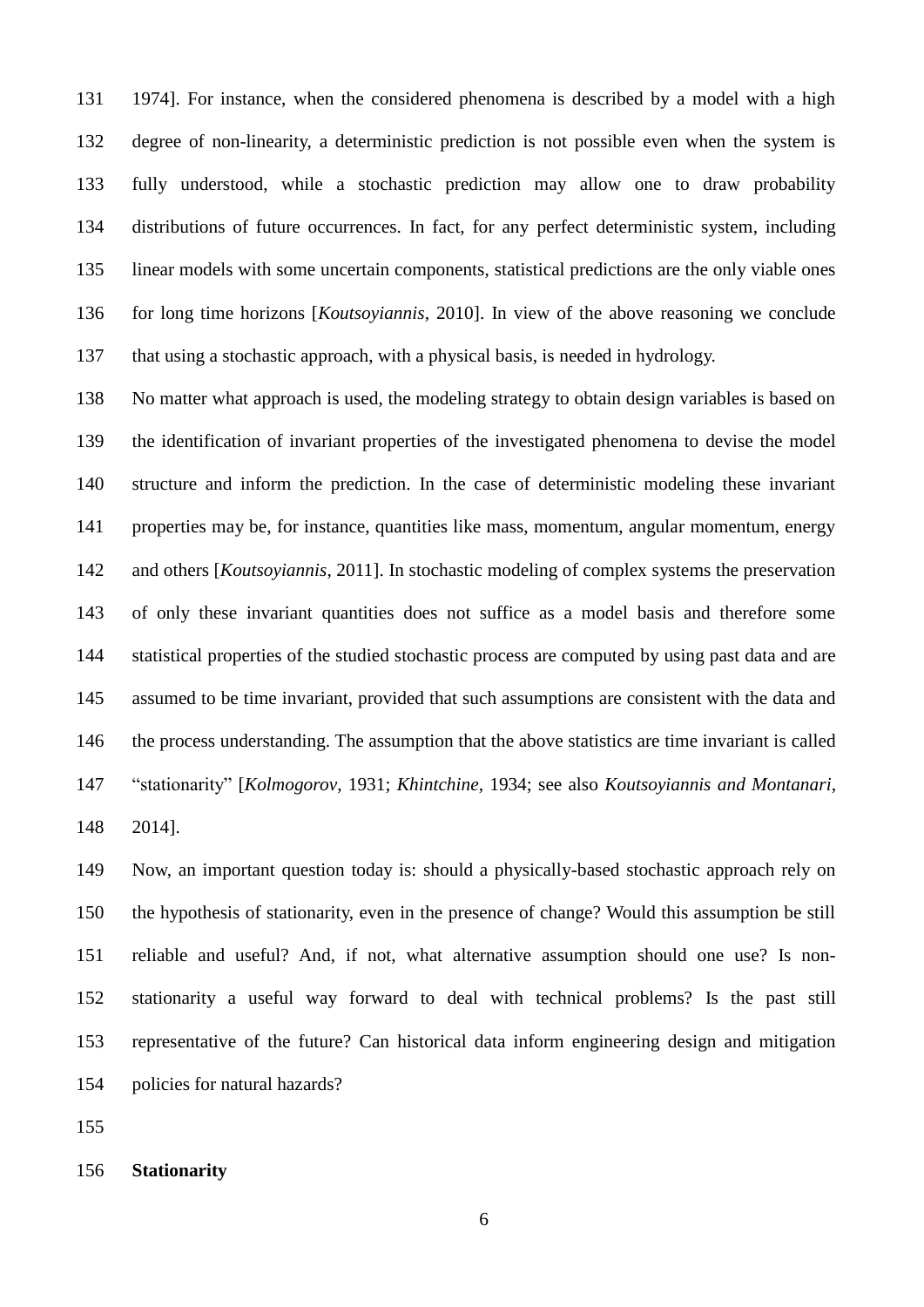1974]. For instance, when the considered phenomena is described by a model with a high degree of non-linearity, a deterministic prediction is not possible even when the system is fully understood, while a stochastic prediction may allow one to draw probability distributions of future occurrences. In fact, for any perfect deterministic system, including linear models with some uncertain components, statistical predictions are the only viable ones for long time horizons [*Koutsoyiannis*, 2010]. In view of the above reasoning we conclude that using a stochastic approach, with a physical basis, is needed in hydrology.

No matter what approach is used, the modeling strategy to obtain design variables is based on the identification of invariant properties of the investigated phenomena to devise the model structure and inform the prediction. In the case of deterministic modeling these invariant properties may be, for instance, quantities like mass, momentum, angular momentum, energy and others [*Koutsoyiannis*, 2011]. In stochastic modeling of complex systems the preservation of only these invariant quantities does not suffice as a model basis and therefore some statistical properties of the studied stochastic process are computed by using past data and are assumed to be time invariant, provided that such assumptions are consistent with the data and the process understanding. The assumption that the above statistics are time invariant is called "stationarity" [*Kolmogorov*, 1931; *Khintchine*, 1934; see also *Koutsoyiannis and Montanari*, 2014].

Now, an important question today is: should a physically-based stochastic approach rely on the hypothesis of stationarity, even in the presence of change? Would this assumption be still reliable and useful? And, if not, what alternative assumption should one use? Is non-stationarity a useful way forward to deal with technical problems? Is the past still representative of the future? Can historical data inform engineering design and mitigation policies for natural hazards?

## Stationarity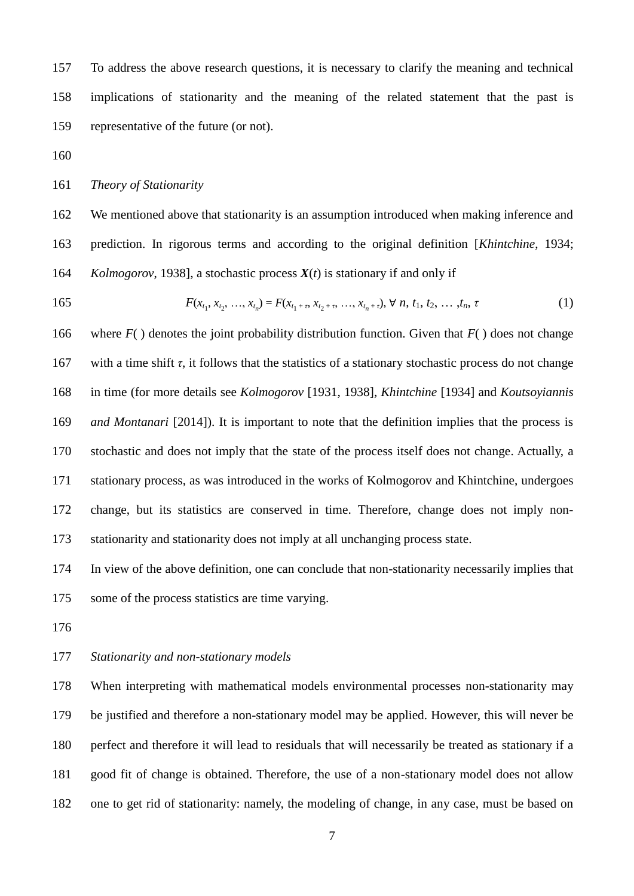To address the above research questions, it is necessary to clarify the meaning and technical implications of stationarity and the meaning of the related statement that the past is representative of the future (or not).

*Theory of Stationarity*

We mentioned above that stationarity is an assumption introduced when making inference and prediction. In rigorous terms and according to the original definition [*Khintchine*, 1934; *Kolmogorov*, 1938], a stochastic process $\boldsymbol{X}(t)$ is stationary if and only if

$$F(x_{t_1}, x_{t_2}, \ldots, x_{t_n}) = F(x_{t_1+\tau}, x_{t_2+\tau}, \ldots, x_{t_n+\tau}), \; \forall \; n, t_1, t_2, \ldots, t_n, \tau \tag{1}$$

where $F(\,)$ denotes the joint probability distribution function. Given that $F(\,)$ does not change with a time shift $\tau$, it follows that the statistics of a stationary stochastic process do not change in time (for more details see *Kolmogorov* [1931, 1938], *Khintchine* [1934] and *Koutsoyiannis and Montanari* [2014]). It is important to note that the definition implies that the process is stochastic and does not imply that the state of the process itself does not change. Actually, a stationary process, as was introduced in the works of Kolmogorov and Khintchine, undergoes change, but its statistics are conserved in time. Therefore, change does not imply non-stationarity and stationarity does not imply at all unchanging process state.

In view of the above definition, one can conclude that non-stationarity necessarily implies that some of the process statistics are time varying.

*Stationarity and non-stationary models*

When interpreting with mathematical models environmental processes non-stationarity may be justified and therefore a non-stationary model may be applied. However, this will never be perfect and therefore it will lead to residuals that will necessarily be treated as stationary if a good fit of change is obtained. Therefore, the use of a non-stationary model does not allow one to get rid of stationarity: namely, the modeling of change, in any case, must be based on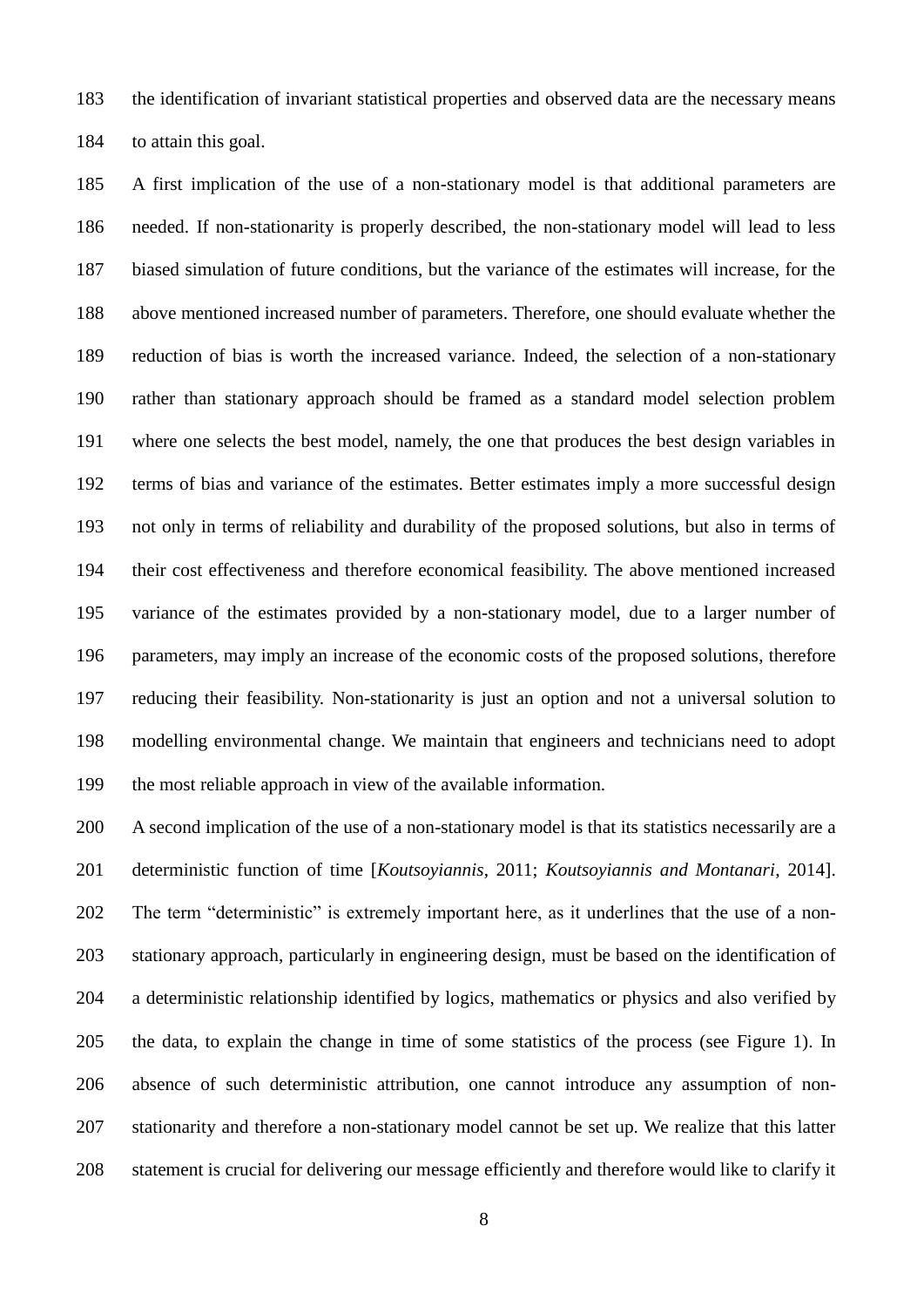the identification of invariant statistical properties and observed data are the necessary means to attain this goal.

A first implication of the use of a non-stationary model is that additional parameters are needed. If non-stationarity is properly described, the non-stationary model will lead to less biased simulation of future conditions, but the variance of the estimates will increase, for the above mentioned increased number of parameters. Therefore, one should evaluate whether the reduction of bias is worth the increased variance. Indeed, the selection of a non-stationary rather than stationary approach should be framed as a standard model selection problem where one selects the best model, namely, the one that produces the best design variables in terms of bias and variance of the estimates. Better estimates imply a more successful design not only in terms of reliability and durability of the proposed solutions, but also in terms of their cost effectiveness and therefore economical feasibility. The above mentioned increased variance of the estimates provided by a non-stationary model, due to a larger number of parameters, may imply an increase of the economic costs of the proposed solutions, therefore reducing their feasibility. Non-stationarity is just an option and not a universal solution to modelling environmental change. We maintain that engineers and technicians need to adopt the most reliable approach in view of the available information.

A second implication of the use of a non-stationary model is that its statistics necessarily are a deterministic function of time [*Koutsoyiannis*, 2011; *Koutsoyiannis and Montanari*, 2014]. The term "deterministic" is extremely important here, as it underlines that the use of a non-stationary approach, particularly in engineering design, must be based on the identification of a deterministic relationship identified by logics, mathematics or physics and also verified by the data, to explain the change in time of some statistics of the process (see Figure 1). In absence of such deterministic attribution, one cannot introduce any assumption of non-stationarity and therefore a non-stationary model cannot be set up. We realize that this latter statement is crucial for delivering our message efficiently and therefore would like to clarify it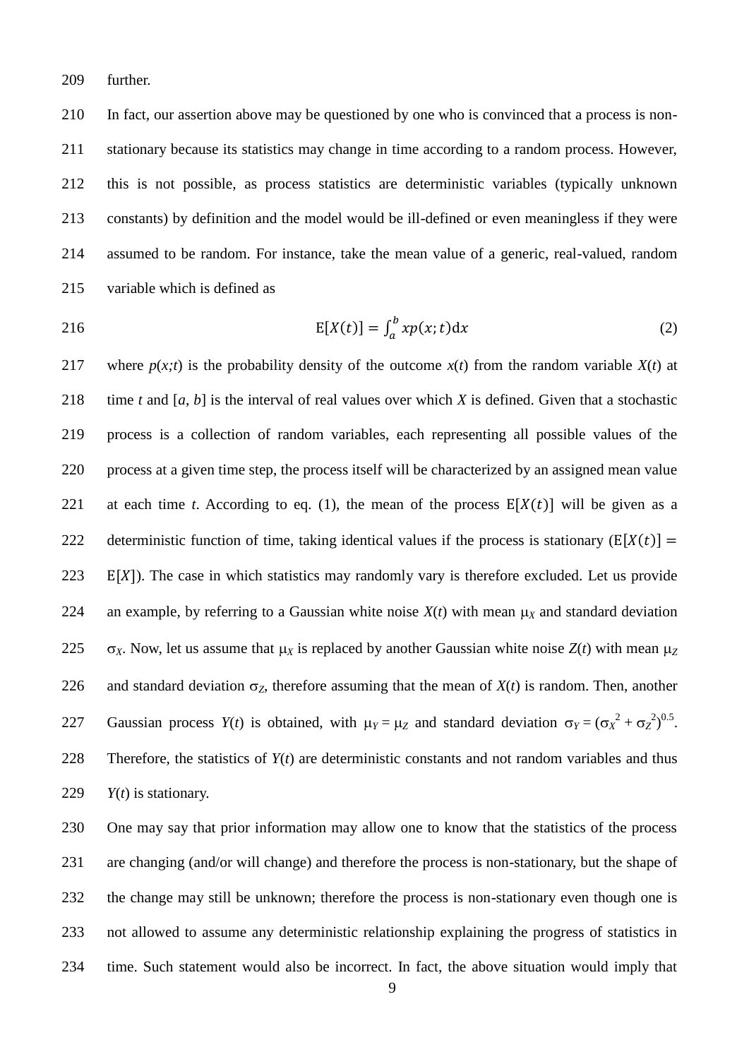further.

In fact, our assertion above may be questioned by one who is convinced that a process is non-stationary because its statistics may change in time according to a random process. However, this is not possible, as process statistics are deterministic variables (typically unknown constants) by definition and the model would be ill-defined or even meaningless if they were assumed to be random. For instance, take the mean value of a generic, real-valued, random variable which is defined as

$$\mathrm{E}[X(t)] = \int_a^b x p(x;t) \mathrm{d}x \quad (2)$$

where $p(x;t)$ is the probability density of the outcome $x(t)$ from the random variable $X(t)$ at time $t$ and $[a, b]$ is the interval of real values over which $X$ is defined. Given that a stochastic process is a collection of random variables, each representing all possible values of the process at a given time step, the process itself will be characterized by an assigned mean value at each time $t$. According to eq. (1), the mean of the process $\mathrm{E}[X(t)]$ will be given as a deterministic function of time, taking identical values if the process is stationary ($\mathrm{E}[X(t)] = \mathrm{E}[X]$). The case in which statistics may randomly vary is therefore excluded. Let us provide an example, by referring to a Gaussian white noise $X(t)$ with mean $\mu_X$ and standard deviation $\sigma_X$. Now, let us assume that $\mu_X$ is replaced by another Gaussian white noise $Z(t)$ with mean $\mu_Z$ and standard deviation $\sigma_Z$, therefore assuming that the mean of $X(t)$ is random. Then, another Gaussian process $Y(t)$ is obtained, with $\mu_Y = \mu_Z$ and standard deviation $\sigma_Y = (\sigma_X^2 + \sigma_Z^2)^{0.5}$. Therefore, the statistics of $Y(t)$ are deterministic constants and not random variables and thus $Y(t)$ is stationary.

One may say that prior information may allow one to know that the statistics of the process are changing (and/or will change) and therefore the process is non-stationary, but the shape of the change may still be unknown; therefore the process is non-stationary even though one is not allowed to assume any deterministic relationship explaining the progress of statistics in time. Such statement would also be incorrect. In fact, the above situation would imply that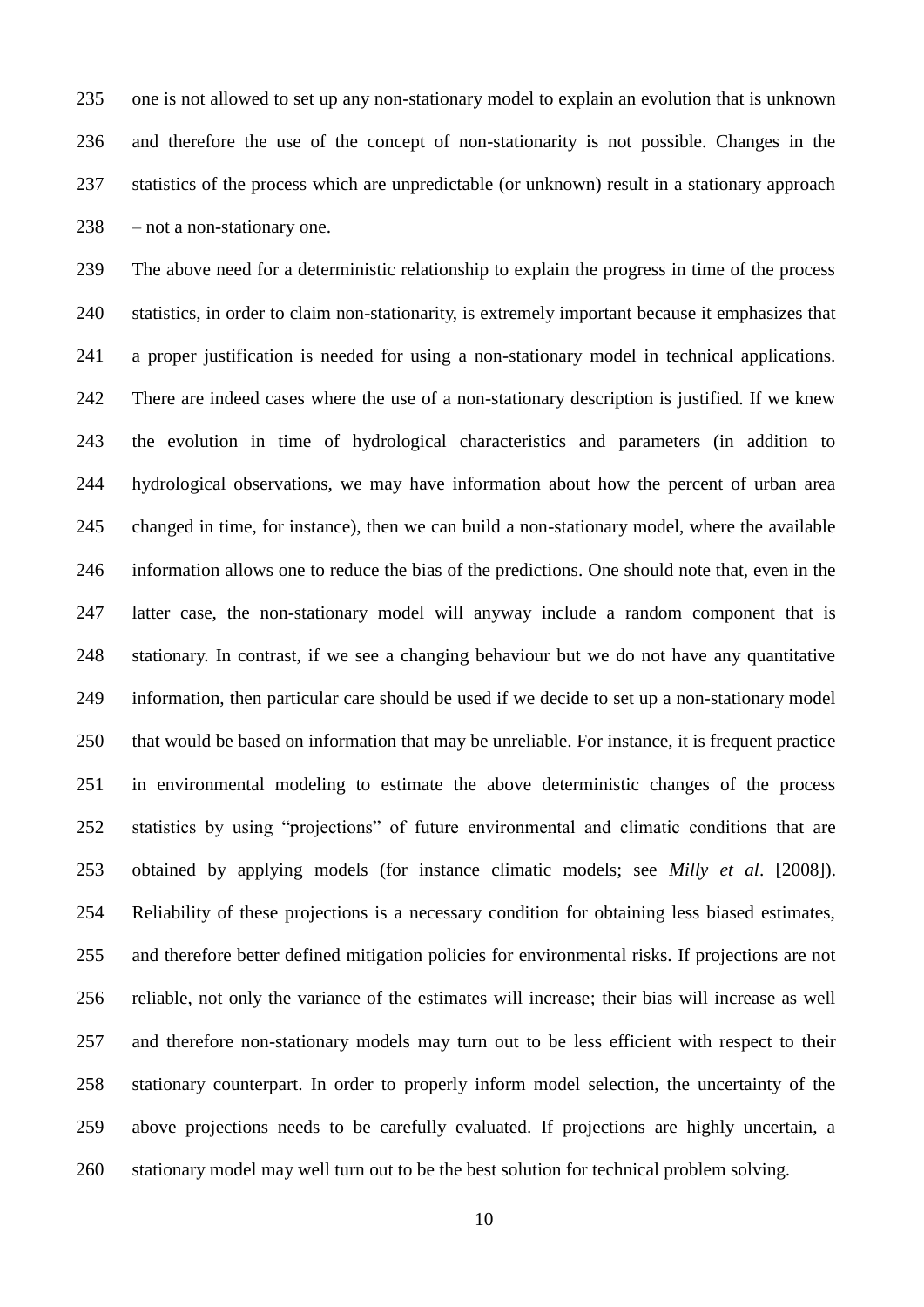one is not allowed to set up any non-stationary model to explain an evolution that is unknown and therefore the use of the concept of non-stationarity is not possible. Changes in the statistics of the process which are unpredictable (or unknown) result in a stationary approach – not a non-stationary one.

The above need for a deterministic relationship to explain the progress in time of the process statistics, in order to claim non-stationarity, is extremely important because it emphasizes that a proper justification is needed for using a non-stationary model in technical applications. There are indeed cases where the use of a non-stationary description is justified. If we knew the evolution in time of hydrological characteristics and parameters (in addition to hydrological observations, we may have information about how the percent of urban area changed in time, for instance), then we can build a non-stationary model, where the available information allows one to reduce the bias of the predictions. One should note that, even in the latter case, the non-stationary model will anyway include a random component that is stationary. In contrast, if we see a changing behaviour but we do not have any quantitative information, then particular care should be used if we decide to set up a non-stationary model that would be based on information that may be unreliable. For instance, it is frequent practice in environmental modeling to estimate the above deterministic changes of the process statistics by using "projections" of future environmental and climatic conditions that are obtained by applying models (for instance climatic models; see *Milly et al*. [2008]). Reliability of these projections is a necessary condition for obtaining less biased estimates, and therefore better defined mitigation policies for environmental risks. If projections are not reliable, not only the variance of the estimates will increase; their bias will increase as well and therefore non-stationary models may turn out to be less efficient with respect to their stationary counterpart. In order to properly inform model selection, the uncertainty of the above projections needs to be carefully evaluated. If projections are highly uncertain, a stationary model may well turn out to be the best solution for technical problem solving.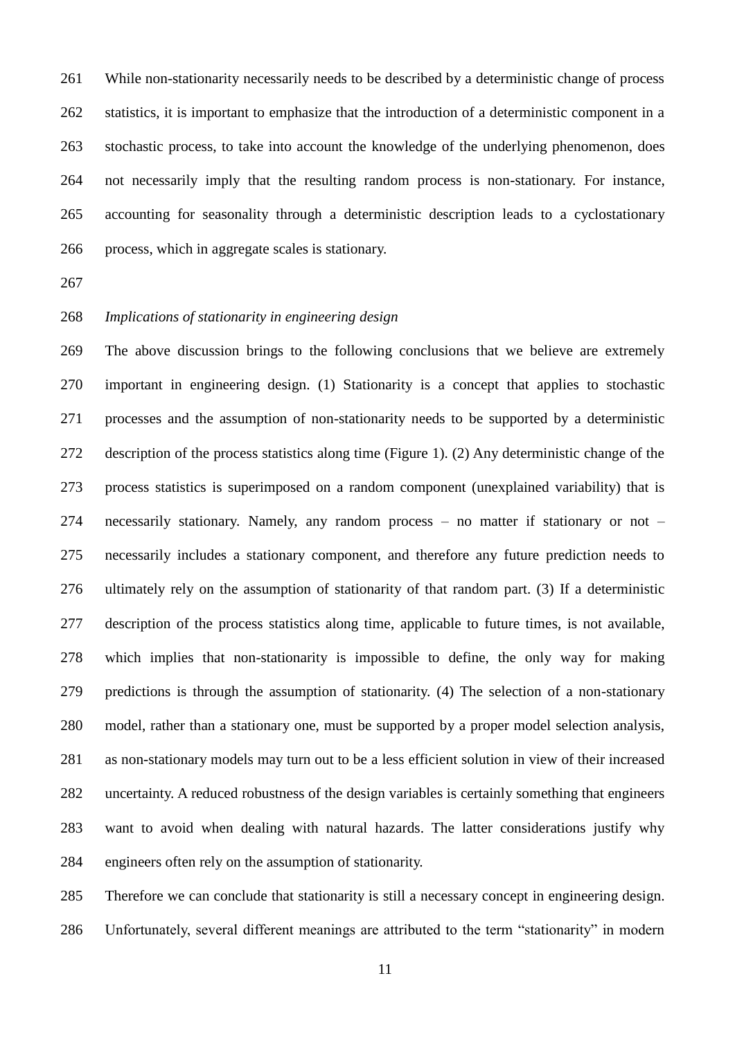While non-stationarity necessarily needs to be described by a deterministic change of process statistics, it is important to emphasize that the introduction of a deterministic component in a stochastic process, to take into account the knowledge of the underlying phenomenon, does not necessarily imply that the resulting random process is non-stationary. For instance, accounting for seasonality through a deterministic description leads to a cyclostationary process, which in aggregate scales is stationary.

*Implications of stationarity in engineering design*

The above discussion brings to the following conclusions that we believe are extremely important in engineering design. (1) Stationarity is a concept that applies to stochastic processes and the assumption of non-stationarity needs to be supported by a deterministic description of the process statistics along time (Figure 1). (2) Any deterministic change of the process statistics is superimposed on a random component (unexplained variability) that is necessarily stationary. Namely, any random process – no matter if stationary or not – necessarily includes a stationary component, and therefore any future prediction needs to ultimately rely on the assumption of stationarity of that random part. (3) If a deterministic description of the process statistics along time, applicable to future times, is not available, which implies that non-stationarity is impossible to define, the only way for making predictions is through the assumption of stationarity. (4) The selection of a non-stationary model, rather than a stationary one, must be supported by a proper model selection analysis, as non-stationary models may turn out to be a less efficient solution in view of their increased uncertainty. A reduced robustness of the design variables is certainly something that engineers want to avoid when dealing with natural hazards. The latter considerations justify why engineers often rely on the assumption of stationarity.

Therefore we can conclude that stationarity is still a necessary concept in engineering design. Unfortunately, several different meanings are attributed to the term "stationarity" in modern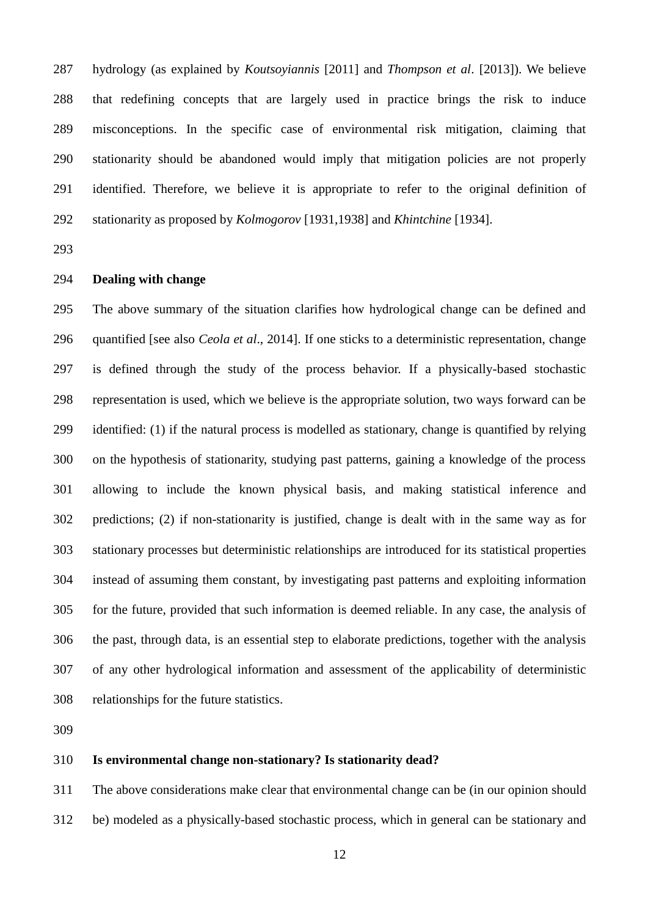hydrology (as explained by *Koutsoyiannis* [2011] and *Thompson et al*. [2013]). We believe that redefining concepts that are largely used in practice brings the risk to induce misconceptions. In the specific case of environmental risk mitigation, claiming that stationarity should be abandoned would imply that mitigation policies are not properly identified. Therefore, we believe it is appropriate to refer to the original definition of stationarity as proposed by *Kolmogorov* [1931,1938] and *Khintchine* [1934].

## Dealing with change

The above summary of the situation clarifies how hydrological change can be defined and quantified [see also *Ceola et al*., 2014]. If one sticks to a deterministic representation, change is defined through the study of the process behavior. If a physically-based stochastic representation is used, which we believe is the appropriate solution, two ways forward can be identified: (1) if the natural process is modelled as stationary, change is quantified by relying on the hypothesis of stationarity, studying past patterns, gaining a knowledge of the process allowing to include the known physical basis, and making statistical inference and predictions; (2) if non-stationarity is justified, change is dealt with in the same way as for stationary processes but deterministic relationships are introduced for its statistical properties instead of assuming them constant, by investigating past patterns and exploiting information for the future, provided that such information is deemed reliable. In any case, the analysis of the past, through data, is an essential step to elaborate predictions, together with the analysis of any other hydrological information and assessment of the applicability of deterministic relationships for the future statistics.

## Is environmental change non-stationary? Is stationarity dead?

The above considerations make clear that environmental change can be (in our opinion should be) modeled as a physically-based stochastic process, which in general can be stationary and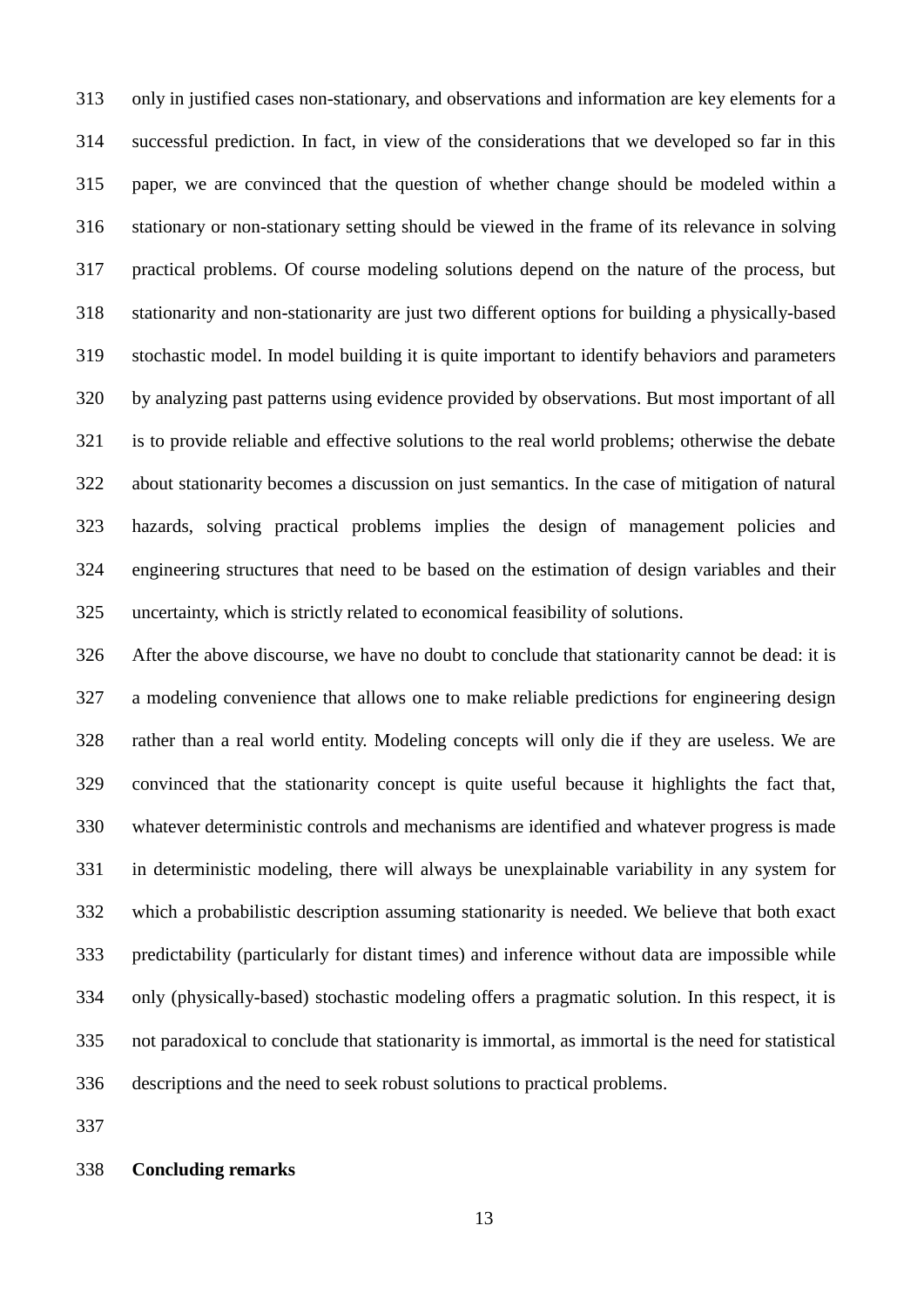only in justified cases non-stationary, and observations and information are key elements for a successful prediction. In fact, in view of the considerations that we developed so far in this paper, we are convinced that the question of whether change should be modeled within a stationary or non-stationary setting should be viewed in the frame of its relevance in solving practical problems. Of course modeling solutions depend on the nature of the process, but stationarity and non-stationarity are just two different options for building a physically-based stochastic model. In model building it is quite important to identify behaviors and parameters by analyzing past patterns using evidence provided by observations. But most important of all is to provide reliable and effective solutions to the real world problems; otherwise the debate about stationarity becomes a discussion on just semantics. In the case of mitigation of natural hazards, solving practical problems implies the design of management policies and engineering structures that need to be based on the estimation of design variables and their uncertainty, which is strictly related to economical feasibility of solutions.

After the above discourse, we have no doubt to conclude that stationarity cannot be dead: it is a modeling convenience that allows one to make reliable predictions for engineering design rather than a real world entity. Modeling concepts will only die if they are useless. We are convinced that the stationarity concept is quite useful because it highlights the fact that, whatever deterministic controls and mechanisms are identified and whatever progress is made in deterministic modeling, there will always be unexplainable variability in any system for which a probabilistic description assuming stationarity is needed. We believe that both exact predictability (particularly for distant times) and inference without data are impossible while only (physically-based) stochastic modeling offers a pragmatic solution. In this respect, it is not paradoxical to conclude that stationarity is immortal, as immortal is the need for statistical descriptions and the need to seek robust solutions to practical problems.

## Concluding remarks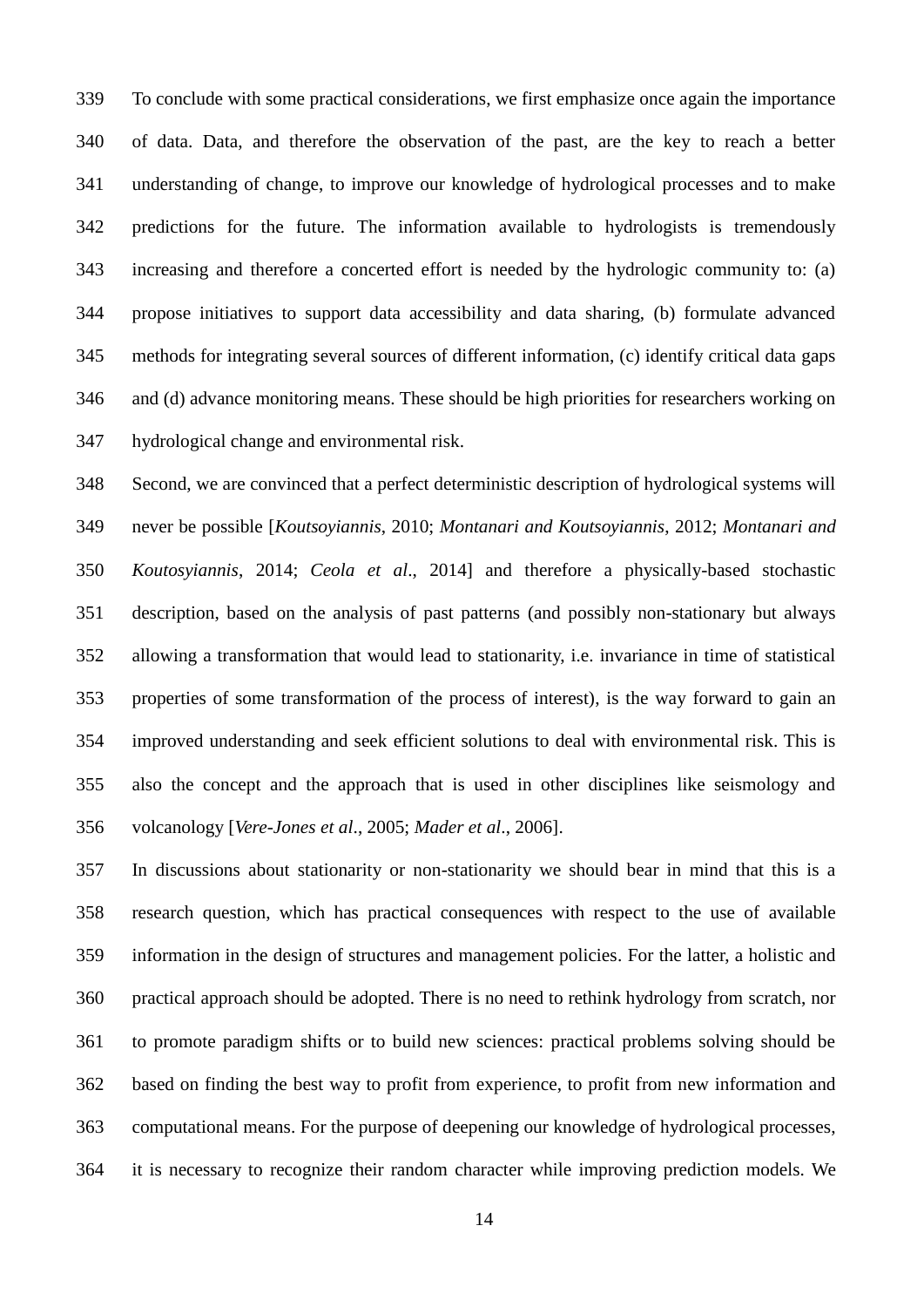To conclude with some practical considerations, we first emphasize once again the importance of data. Data, and therefore the observation of the past, are the key to reach a better understanding of change, to improve our knowledge of hydrological processes and to make predictions for the future. The information available to hydrologists is tremendously increasing and therefore a concerted effort is needed by the hydrologic community to: (a) propose initiatives to support data accessibility and data sharing, (b) formulate advanced methods for integrating several sources of different information, (c) identify critical data gaps and (d) advance monitoring means. These should be high priorities for researchers working on hydrological change and environmental risk.

Second, we are convinced that a perfect deterministic description of hydrological systems will never be possible [*Koutsoyiannis*, 2010; *Montanari and Koutsoyiannis*, 2012; *Montanari and Koutosyiannis*, 2014; *Ceola et al*., 2014] and therefore a physically-based stochastic description, based on the analysis of past patterns (and possibly non-stationary but always allowing a transformation that would lead to stationarity, i.e. invariance in time of statistical properties of some transformation of the process of interest), is the way forward to gain an improved understanding and seek efficient solutions to deal with environmental risk. This is also the concept and the approach that is used in other disciplines like seismology and volcanology [*Vere-Jones et al*., 2005; *Mader et al*., 2006].

In discussions about stationarity or non-stationarity we should bear in mind that this is a research question, which has practical consequences with respect to the use of available information in the design of structures and management policies. For the latter, a holistic and practical approach should be adopted. There is no need to rethink hydrology from scratch, nor to promote paradigm shifts or to build new sciences: practical problems solving should be based on finding the best way to profit from experience, to profit from new information and computational means. For the purpose of deepening our knowledge of hydrological processes, it is necessary to recognize their random character while improving prediction models. We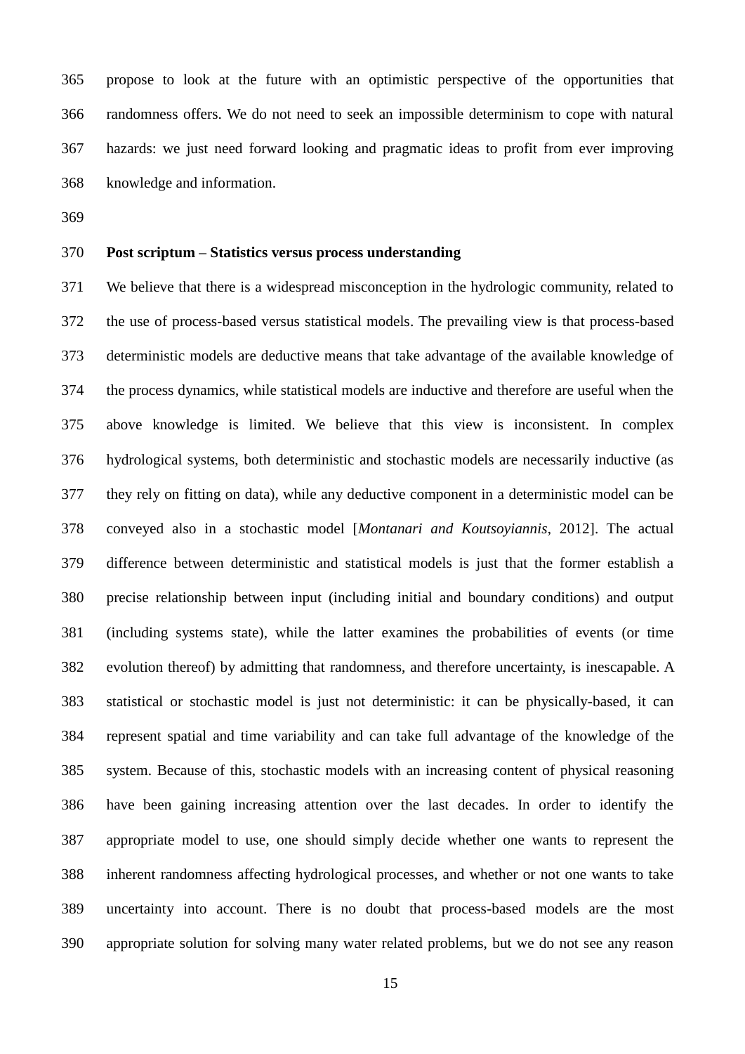propose to look at the future with an optimistic perspective of the opportunities that randomness offers. We do not need to seek an impossible determinism to cope with natural hazards: we just need forward looking and pragmatic ideas to profit from ever improving knowledge and information.

## Post scriptum – Statistics versus process understanding

We believe that there is a widespread misconception in the hydrologic community, related to the use of process-based versus statistical models. The prevailing view is that process-based deterministic models are deductive means that take advantage of the available knowledge of the process dynamics, while statistical models are inductive and therefore are useful when the above knowledge is limited. We believe that this view is inconsistent. In complex hydrological systems, both deterministic and stochastic models are necessarily inductive (as they rely on fitting on data), while any deductive component in a deterministic model can be conveyed also in a stochastic model [*Montanari and Koutsoyiannis*, 2012]. The actual difference between deterministic and statistical models is just that the former establish a precise relationship between input (including initial and boundary conditions) and output (including systems state), while the latter examines the probabilities of events (or time evolution thereof) by admitting that randomness, and therefore uncertainty, is inescapable. A statistical or stochastic model is just not deterministic: it can be physically-based, it can represent spatial and time variability and can take full advantage of the knowledge of the system. Because of this, stochastic models with an increasing content of physical reasoning have been gaining increasing attention over the last decades. In order to identify the appropriate model to use, one should simply decide whether one wants to represent the inherent randomness affecting hydrological processes, and whether or not one wants to take uncertainty into account. There is no doubt that process-based models are the most appropriate solution for solving many water related problems, but we do not see any reason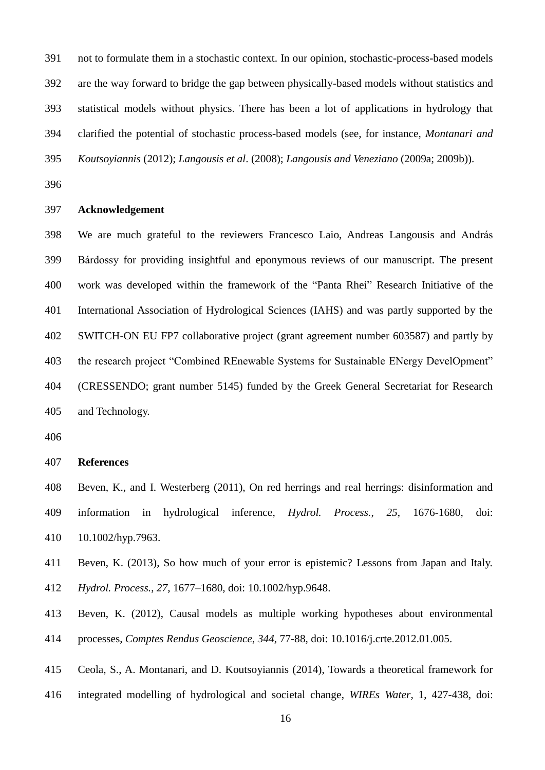not to formulate them in a stochastic context. In our opinion, stochastic-process-based models are the way forward to bridge the gap between physically-based models without statistics and statistical models without physics. There has been a lot of applications in hydrology that clarified the potential of stochastic process-based models (see, for instance, *Montanari and Koutsoyiannis* (2012); *Langousis et al*. (2008); *Langousis and Veneziano* (2009a; 2009b)).

## Acknowledgement

We are much grateful to the reviewers Francesco Laio, Andreas Langousis and András Bárdossy for providing insightful and eponymous reviews of our manuscript. The present work was developed within the framework of the "Panta Rhei" Research Initiative of the International Association of Hydrological Sciences (IAHS) and was partly supported by the SWITCH-ON EU FP7 collaborative project (grant agreement number 603587) and partly by the research project "Combined REnewable Systems for Sustainable ENergy DevelOpment" (CRESSENDO; grant number 5145) funded by the Greek General Secretariat for Research and Technology.

## References

Beven, K., and I. Westerberg (2011), On red herrings and real herrings: disinformation and information in hydrological inference, *Hydrol. Process.*, *25*, 1676-1680, doi: 10.1002/hyp.7963.

Beven, K. (2013), So how much of your error is epistemic? Lessons from Japan and Italy. *Hydrol. Process.*, *27*, 1677–1680, doi: 10.1002/hyp.9648.

Beven, K. (2012), Causal models as multiple working hypotheses about environmental processes, *Comptes Rendus Geoscience*, *344*, 77-88, doi: 10.1016/j.crte.2012.01.005.

Ceola, S., A. Montanari, and D. Koutsoyiannis (2014), Towards a theoretical framework for integrated modelling of hydrological and societal change, *WIREs Water*, 1, 427-438, doi: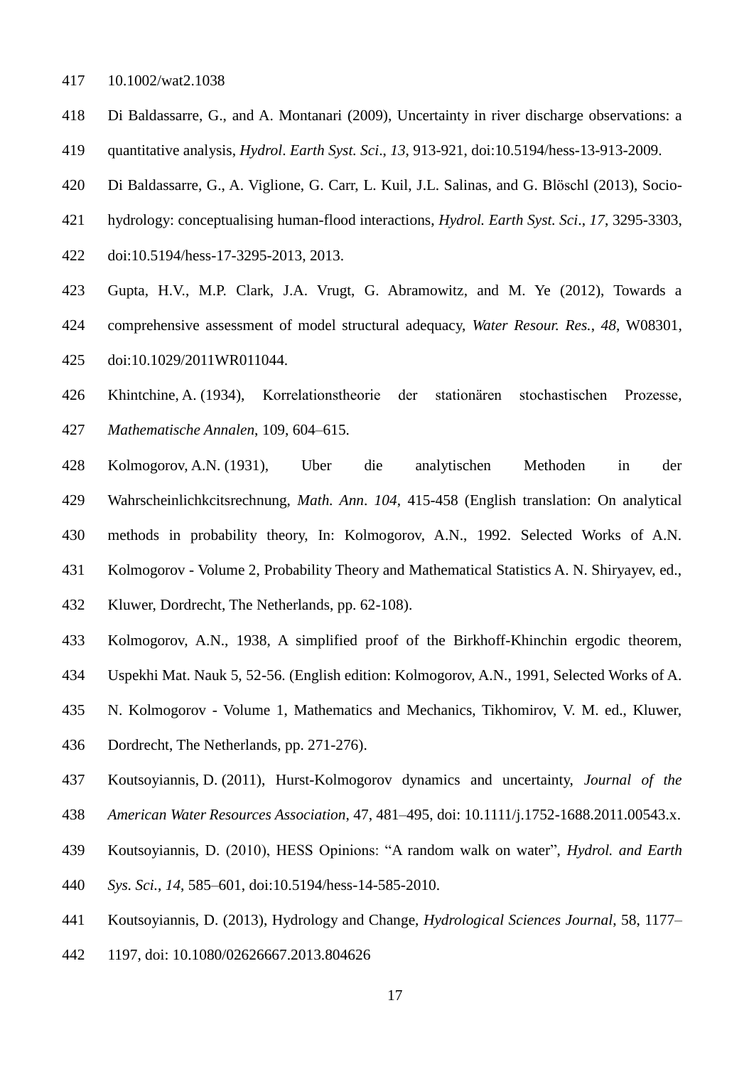10.1002/wat2.1038

Di Baldassarre, G., and A. Montanari (2009), Uncertainty in river discharge observations: a quantitative analysis, *Hydrol. Earth Syst. Sci.*, *13*, 913-921, doi:10.5194/hess-13-913-2009.

Di Baldassarre, G., A. Viglione, G. Carr, L. Kuil, J.L. Salinas, and G. Blöschl (2013), Socio-hydrology: conceptualising human-flood interactions, *Hydrol. Earth Syst. Sci.*, *17*, 3295-3303, doi:10.5194/hess-17-3295-2013, 2013.

Gupta, H.V., M.P. Clark, J.A. Vrugt, G. Abramowitz, and M. Ye (2012), Towards a comprehensive assessment of model structural adequacy, *Water Resour. Res.*, *48*, W08301, doi:10.1029/2011WR011044.

Khintchine, A. (1934), Korrelationstheorie der stationären stochastischen Prozesse, *Mathematische Annalen*, 109, 604–615.

Kolmogorov, A.N. (1931), Uber die analytischen Methoden in der Wahrscheinlichkcitsrechnung, *Math. Ann*. *104*, 415-458 (English translation: On analytical methods in probability theory, In: Kolmogorov, A.N., 1992. Selected Works of A.N. Kolmogorov - Volume 2, Probability Theory and Mathematical Statistics A. N. Shiryayev, ed., Kluwer, Dordrecht, The Netherlands, pp. 62-108).

Kolmogorov, A.N., 1938, A simplified proof of the Birkhoff-Khinchin ergodic theorem, Uspekhi Mat. Nauk 5, 52-56. (English edition: Kolmogorov, A.N., 1991, Selected Works of A. N. Kolmogorov - Volume 1, Mathematics and Mechanics, Tikhomirov, V. M. ed., Kluwer, Dordrecht, The Netherlands, pp. 271-276).

Koutsoyiannis, D. (2011), Hurst-Kolmogorov dynamics and uncertainty, *Journal of the American Water Resources Association*, 47, 481–495, doi: 10.1111/j.1752-1688.2011.00543.x.

Koutsoyiannis, D. (2010), HESS Opinions: "A random walk on water", *Hydrol. and Earth Sys. Sci.*, *14*, 585–601, doi:10.5194/hess-14-585-2010.

Koutsoyiannis, D. (2013), Hydrology and Change, *Hydrological Sciences Journal*, 58, 1177–1197, doi: 10.1080/02626667.2013.804626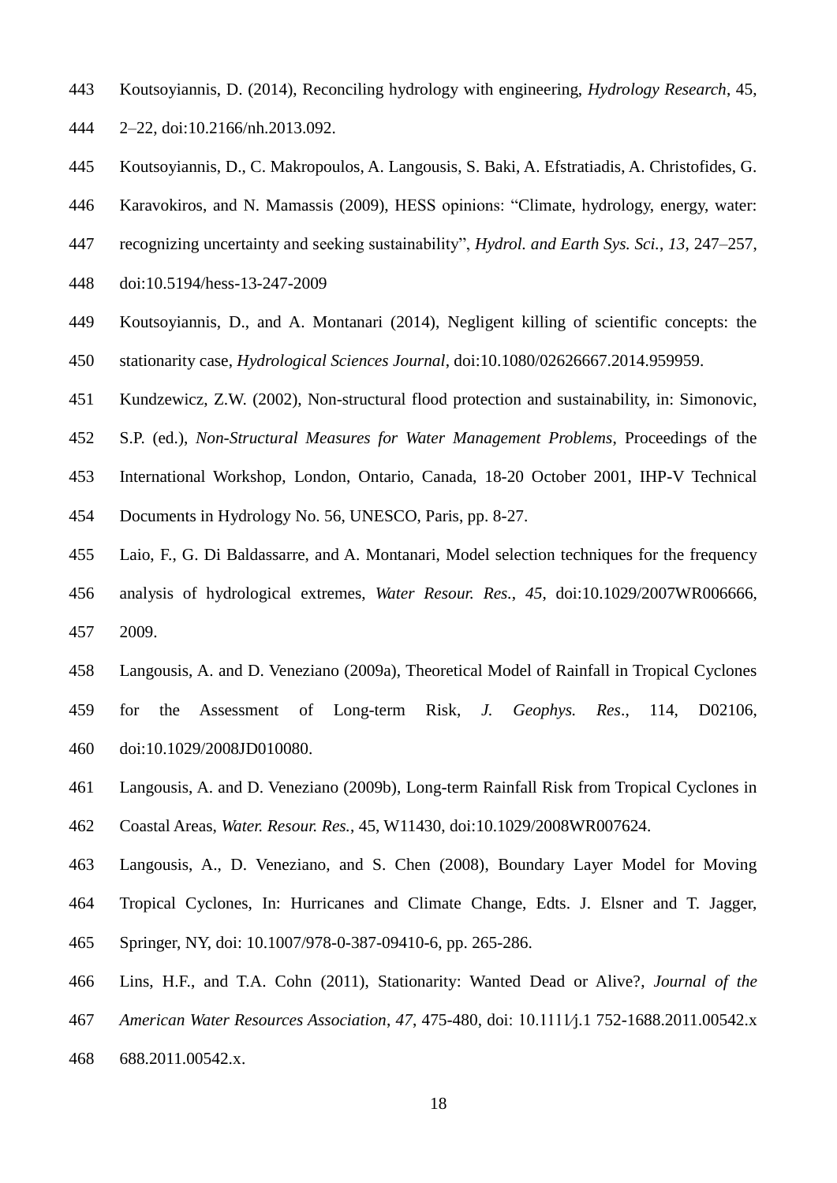Koutsoyiannis, D. (2014), Reconciling hydrology with engineering, *Hydrology Research*, 45, 2–22, doi:10.2166/nh.2013.092.

Koutsoyiannis, D., C. Makropoulos, A. Langousis, S. Baki, A. Efstratiadis, A. Christofides, G. Karavokiros, and N. Mamassis (2009), HESS opinions: "Climate, hydrology, energy, water: recognizing uncertainty and seeking sustainability", *Hydrol. and Earth Sys. Sci.*, *13*, 247–257, doi:10.5194/hess-13-247-2009

Koutsoyiannis, D., and A. Montanari (2014), Negligent killing of scientific concepts: the stationarity case, *Hydrological Sciences Journal*, doi:10.1080/02626667.2014.959959.

Kundzewicz, Z.W. (2002), Non-structural flood protection and sustainability, in: Simonovic, S.P. (ed.), *Non-Structural Measures for Water Management Problems*, Proceedings of the International Workshop, London, Ontario, Canada, 18-20 October 2001, IHP-V Technical Documents in Hydrology No. 56, UNESCO, Paris, pp. 8-27.

Laio, F., G. Di Baldassarre, and A. Montanari, Model selection techniques for the frequency analysis of hydrological extremes, *Water Resour. Res.*, *45*, doi:10.1029/2007WR006666, 2009.

Langousis, A. and D. Veneziano (2009a), Theoretical Model of Rainfall in Tropical Cyclones for the Assessment of Long-term Risk, *J. Geophys. Res*., 114, D02106, doi:10.1029/2008JD010080.

Langousis, A. and D. Veneziano (2009b), Long-term Rainfall Risk from Tropical Cyclones in Coastal Areas, *Water. Resour. Res.*, 45, W11430, doi:10.1029/2008WR007624.

Langousis, A., D. Veneziano, and S. Chen (2008), Boundary Layer Model for Moving Tropical Cyclones, In: Hurricanes and Climate Change, Edts. J. Elsner and T. Jagger, Springer, NY, doi: 10.1007/978-0-387-09410-6, pp. 265-286.

Lins, H.F., and T.A. Cohn (2011), Stationarity: Wanted Dead or Alive?, *Journal of the American Water Resources Association*, *47*, 475-480, doi: 10.1111⁄j.1 752-1688.2011.00542.x 688.2011.00542.x.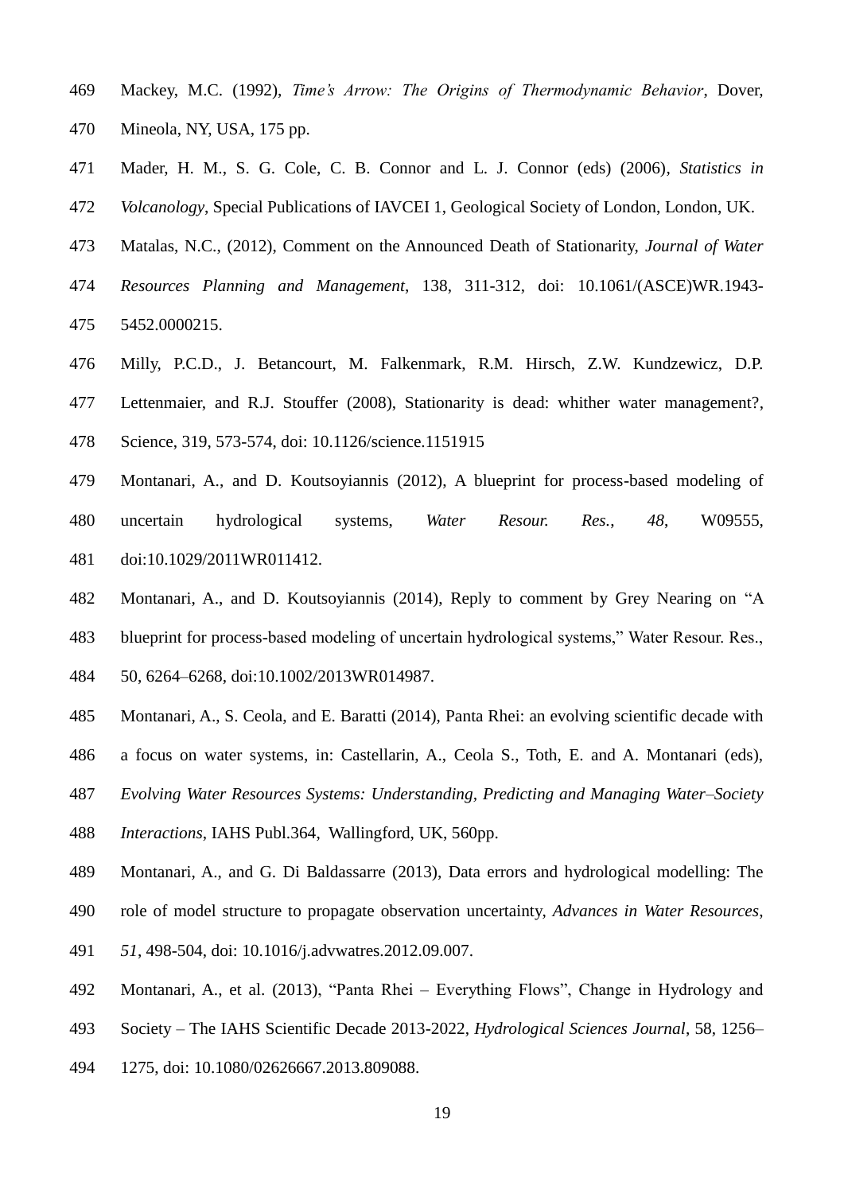Mackey, M.C. (1992), *Time's Arrow: The Origins of Thermodynamic Behavior*, Dover, Mineola, NY, USA, 175 pp.

Mader, H. M., S. G. Cole, C. B. Connor and L. J. Connor (eds) (2006), *Statistics in Volcanology*, Special Publications of IAVCEI 1, Geological Society of London, London, UK.

Matalas, N.C., (2012), Comment on the Announced Death of Stationarity, *Journal of Water Resources Planning and Management*, 138, 311-312, doi: 10.1061/(ASCE)WR.1943-5452.0000215.

Milly, P.C.D., J. Betancourt, M. Falkenmark, R.M. Hirsch, Z.W. Kundzewicz, D.P. Lettenmaier, and R.J. Stouffer (2008), Stationarity is dead: whither water management?, Science, 319, 573-574, doi: 10.1126/science.1151915

Montanari, A., and D. Koutsoyiannis (2012), A blueprint for process-based modeling of uncertain hydrological systems, *Water Resour. Res.*, *48*, W09555, doi:10.1029/2011WR011412.

Montanari, A., and D. Koutsoyiannis (2014), Reply to comment by Grey Nearing on "A blueprint for process-based modeling of uncertain hydrological systems," Water Resour. Res., 50, 6264–6268, doi:10.1002/2013WR014987.

Montanari, A., S. Ceola, and E. Baratti (2014), Panta Rhei: an evolving scientific decade with a focus on water systems, in: Castellarin, A., Ceola S., Toth, E. and A. Montanari (eds), *Evolving Water Resources Systems: Understanding, Predicting and Managing Water–Society Interactions*, IAHS Publ.364, Wallingford, UK, 560pp.

Montanari, A., and G. Di Baldassarre (2013), Data errors and hydrological modelling: The role of model structure to propagate observation uncertainty, *Advances in Water Resources*, *51*, 498-504, doi: 10.1016/j.advwatres.2012.09.007.

Montanari, A., et al. (2013), "Panta Rhei – Everything Flows", Change in Hydrology and Society – The IAHS Scientific Decade 2013-2022, *Hydrological Sciences Journal*, 58, 1256–1275, doi: 10.1080/02626667.2013.809088.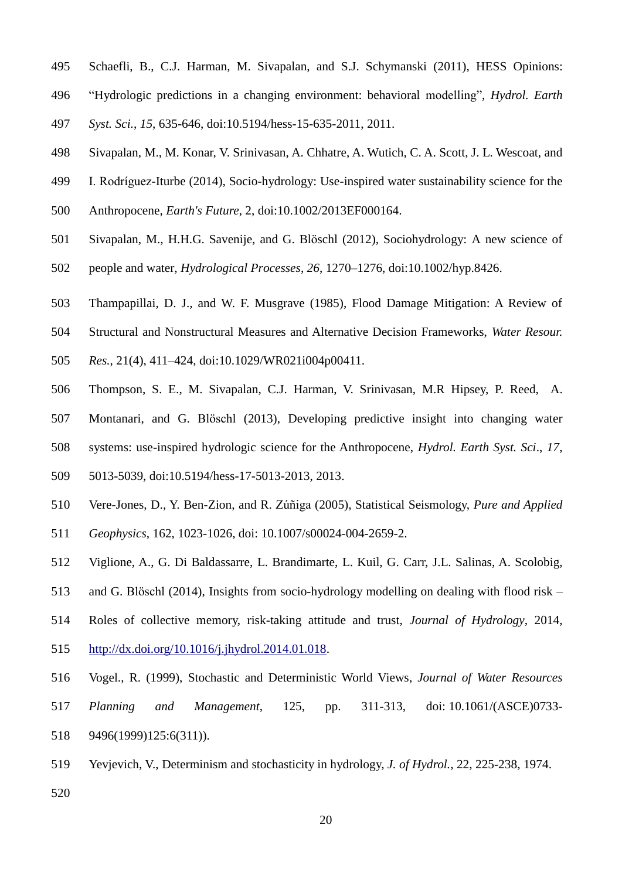Schaefli, B., C.J. Harman, M. Sivapalan, and S.J. Schymanski (2011), HESS Opinions: "Hydrologic predictions in a changing environment: behavioral modelling", *Hydrol. Earth Syst. Sci.*, *15*, 635-646, doi:10.5194/hess-15-635-2011, 2011.

Sivapalan, M., M. Konar, V. Srinivasan, A. Chhatre, A. Wutich, C. A. Scott, J. L. Wescoat, and I. Rodríguez-Iturbe (2014), Socio-hydrology: Use-inspired water sustainability science for the Anthropocene, *Earth's Future*, 2, doi:10.1002/2013EF000164.

Sivapalan, M., H.H.G. Savenije, and G. Blöschl (2012), Sociohydrology: A new science of people and water, *Hydrological Processes*, *26*, 1270–1276, doi:10.1002/hyp.8426.

Thampapillai, D. J., and W. F. Musgrave (1985), Flood Damage Mitigation: A Review of Structural and Nonstructural Measures and Alternative Decision Frameworks, *Water Resour. Res.*, 21(4), 411–424, doi:10.1029/WR021i004p00411.

Thompson, S. E., M. Sivapalan, C.J. Harman, V. Srinivasan, M.R Hipsey, P. Reed, A. Montanari, and G. Blöschl (2013), Developing predictive insight into changing water systems: use-inspired hydrologic science for the Anthropocene, *Hydrol. Earth Syst. Sci*., *17*, 5013-5039, doi:10.5194/hess-17-5013-2013, 2013.

Vere-Jones, D., Y. Ben-Zion, and R. Zúñiga (2005), Statistical Seismology, *Pure and Applied Geophysics*, 162, 1023-1026, doi: 10.1007/s00024-004-2659-2.

Viglione, A., G. Di Baldassarre, L. Brandimarte, L. Kuil, G. Carr, J.L. Salinas, A. Scolobig, and G. Blöschl (2014), Insights from socio-hydrology modelling on dealing with flood risk – Roles of collective memory, risk-taking attitude and trust, *Journal of Hydrology*, 2014, http://dx.doi.org/10.1016/j.jhydrol.2014.01.018.

Vogel., R. (1999), Stochastic and Deterministic World Views, *Journal of Water Resources Planning and Management*, 125, pp. 311-313, doi: 10.1061/(ASCE)0733-9496(1999)125:6(311)).

Yevjevich, V., Determinism and stochasticity in hydrology, *J. of Hydrol.*, 22, 225-238, 1974.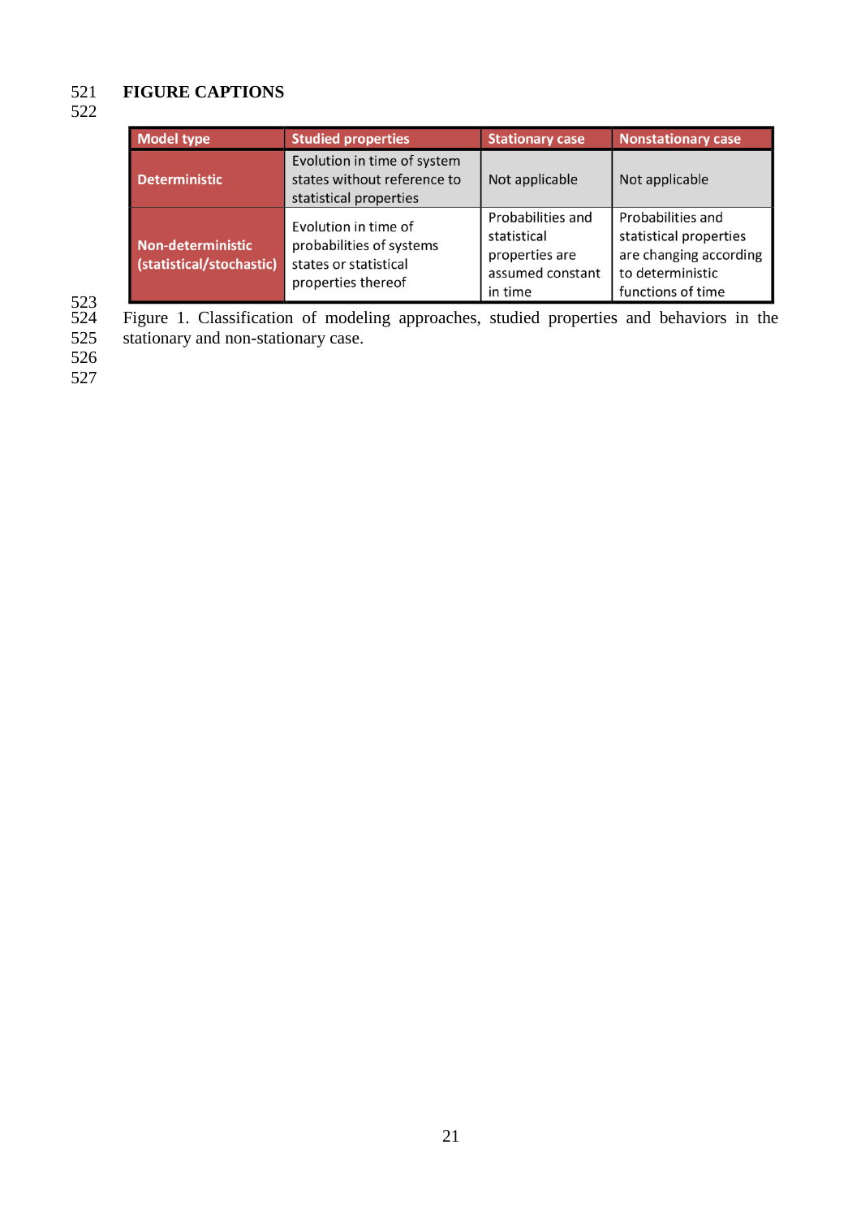**FIGURE CAPTIONS**

| Model type | Studied properties | Stationary case | Nonstationary case |
|---|---|---|---|
| Deterministic | Evolution in time of system states without reference to statistical properties | Not applicable | Not applicable |
| Non-deterministic (statistical/stochastic) | Evolution in time of probabilities of systems states or statistical properties thereof | Probabilities and statistical properties are assumed constant in time | Probabilities and statistical properties are changing according to deterministic functions of time |

Figure 1. Classification of modeling approaches, studied properties and behaviors in the stationary and non-stationary case.